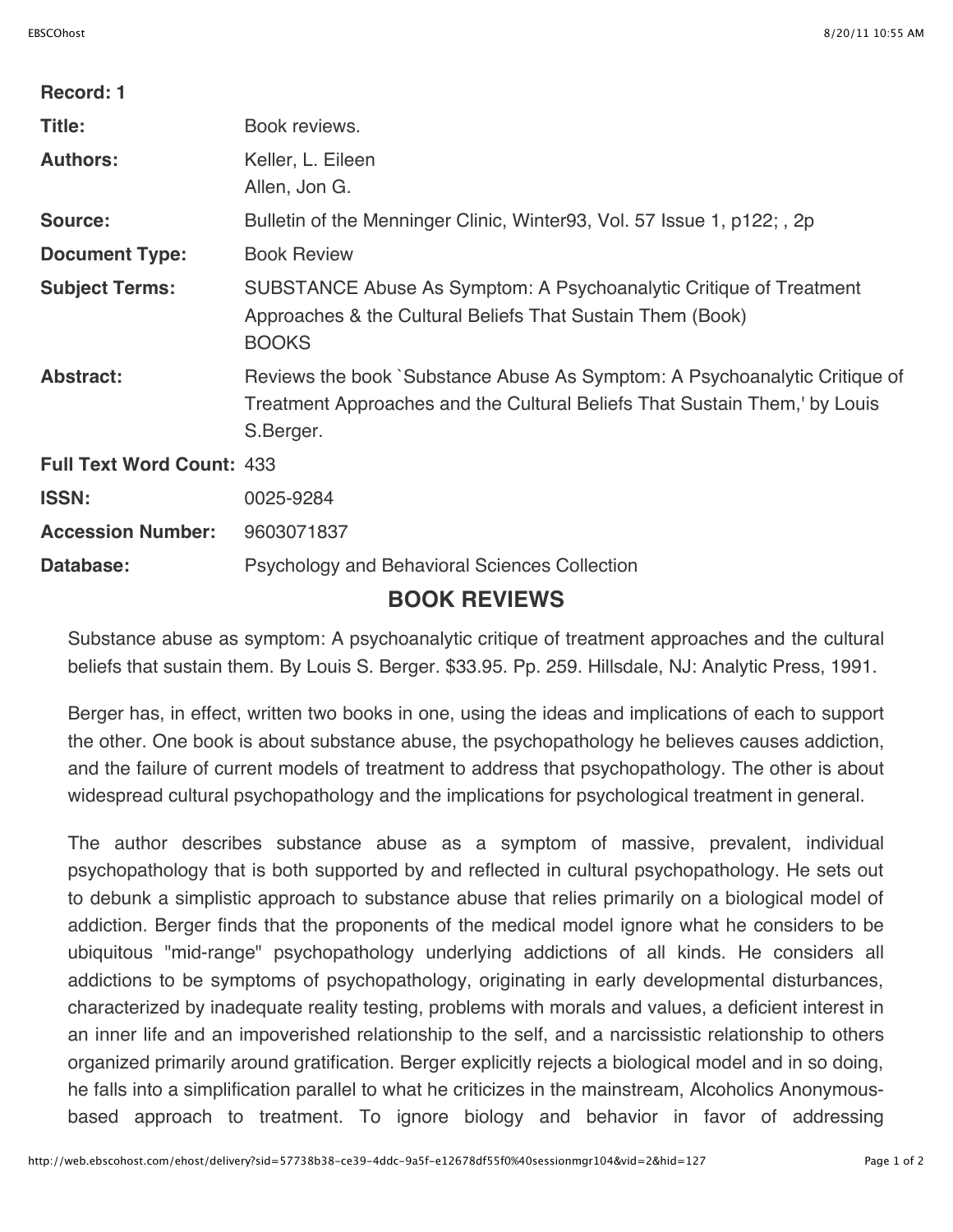| | |
|---|---|
| **Record: 1** | |
| **Title:** | Book reviews. |
| **Authors:** | Keller, L. Eileen<br>Allen, Jon G. |
| **Source:** | Bulletin of the Menninger Clinic, Winter93, Vol. 57 Issue 1, p122; , 2p |
| **Document Type:** | Book Review |
| **Subject Terms:** | SUBSTANCE Abuse As Symptom: A Psychoanalytic Critique of Treatment Approaches & the Cultural Beliefs That Sustain Them (Book)<br>BOOKS |
| **Abstract:** | Reviews the book `Substance Abuse As Symptom: A Psychoanalytic Critique of Treatment Approaches and the Cultural Beliefs That Sustain Them,' by Louis S.Berger. |
| **Full Text Word Count:** | 433 |
| **ISSN:** | 0025-9284 |
| **Accession Number:** | 9603071837 |
| **Database:** | Psychology and Behavioral Sciences Collection |

# BOOK REVIEWS

Substance abuse as symptom: A psychoanalytic critique of treatment approaches and the cultural beliefs that sustain them. By Louis S. Berger. $33.95. Pp. 259. Hillsdale, NJ: Analytic Press, 1991.

Berger has, in effect, written two books in one, using the ideas and implications of each to support the other. One book is about substance abuse, the psychopathology he believes causes addiction, and the failure of current models of treatment to address that psychopathology. The other is about widespread cultural psychopathology and the implications for psychological treatment in general.

The author describes substance abuse as a symptom of massive, prevalent, individual psychopathology that is both supported by and reflected in cultural psychopathology. He sets out to debunk a simplistic approach to substance abuse that relies primarily on a biological model of addiction. Berger finds that the proponents of the medical model ignore what he considers to be ubiquitous "mid-range" psychopathology underlying addictions of all kinds. He considers all addictions to be symptoms of psychopathology, originating in early developmental disturbances, characterized by inadequate reality testing, problems with morals and values, a deficient interest in an inner life and an impoverished relationship to the self, and a narcissistic relationship to others organized primarily around gratification. Berger explicitly rejects a biological model and in so doing, he falls into a simplification parallel to what he criticizes in the mainstream, Alcoholics Anonymous-based approach to treatment. To ignore biology and behavior in favor of addressing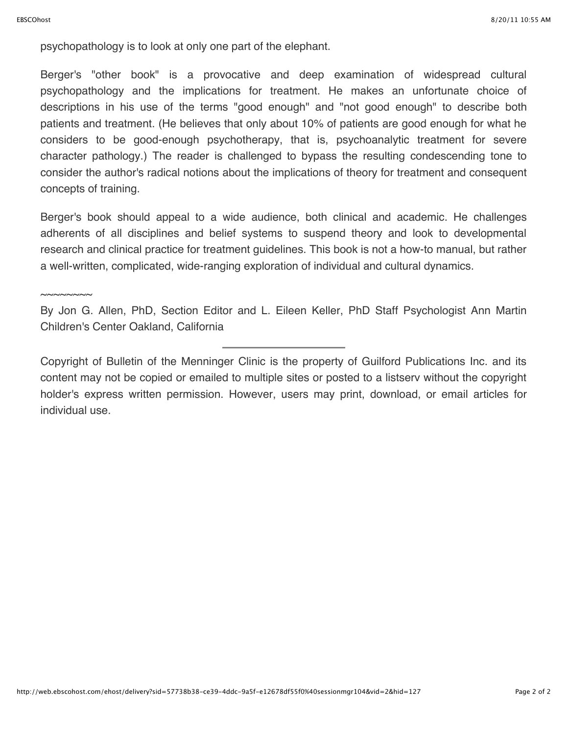psychopathology is to look at only one part of the elephant.

Berger's "other book" is a provocative and deep examination of widespread cultural psychopathology and the implications for treatment. He makes an unfortunate choice of descriptions in his use of the terms "good enough" and "not good enough" to describe both patients and treatment. (He believes that only about 10% of patients are good enough for what he considers to be good-enough psychotherapy, that is, psychoanalytic treatment for severe character pathology.) The reader is challenged to bypass the resulting condescending tone to consider the author's radical notions about the implications of theory for treatment and consequent concepts of training.

Berger's book should appeal to a wide audience, both clinical and academic. He challenges adherents of all disciplines and belief systems to suspend theory and look to developmental research and clinical practice for treatment guidelines. This book is not a how-to manual, but rather a well-written, complicated, wide-ranging exploration of individual and cultural dynamics.

~~~~~~~~

By Jon G. Allen, PhD, Section Editor and L. Eileen Keller, PhD Staff Psychologist Ann Martin Children's Center Oakland, California

---

Copyright of Bulletin of the Menninger Clinic is the property of Guilford Publications Inc. and its content may not be copied or emailed to multiple sites or posted to a listserv without the copyright holder's express written permission. However, users may print, download, or email articles for individual use.